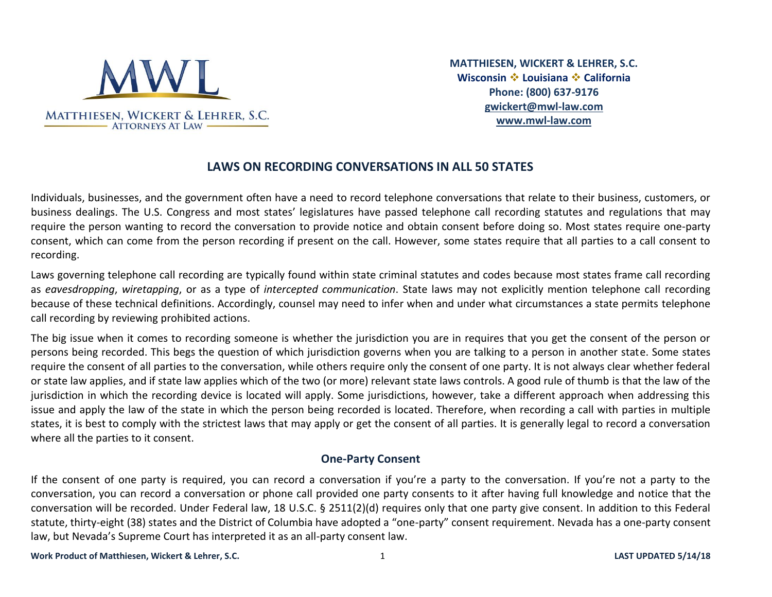MATTHIESEN, WICKERT & LEHRER, S.C.
Attorneys At Law

**MATTHIESEN, WICKERT & LEHRER, S.C.**
**Wisconsin ❖ Louisiana ❖ California**
**Phone: (800) 637-9176**
**gwickert@mwl-law.com**
**www.mwl-law.com**

# LAWS ON RECORDING CONVERSATIONS IN ALL 50 STATES

Individuals, businesses, and the government often have a need to record telephone conversations that relate to their business, customers, or business dealings. The U.S. Congress and most states' legislatures have passed telephone call recording statutes and regulations that may require the person wanting to record the conversation to provide notice and obtain consent before doing so. Most states require one-party consent, which can come from the person recording if present on the call. However, some states require that all parties to a call consent to recording.

Laws governing telephone call recording are typically found within state criminal statutes and codes because most states frame call recording as *eavesdropping*, *wiretapping*, or as a type of *intercepted communication*. State laws may not explicitly mention telephone call recording because of these technical definitions. Accordingly, counsel may need to infer when and under what circumstances a state permits telephone call recording by reviewing prohibited actions.

The big issue when it comes to recording someone is whether the jurisdiction you are in requires that you get the consent of the person or persons being recorded. This begs the question of which jurisdiction governs when you are talking to a person in another state. Some states require the consent of all parties to the conversation, while others require only the consent of one party. It is not always clear whether federal or state law applies, and if state law applies which of the two (or more) relevant state laws controls. A good rule of thumb is that the law of the jurisdiction in which the recording device is located will apply. Some jurisdictions, however, take a different approach when addressing this issue and apply the law of the state in which the person being recorded is located. Therefore, when recording a call with parties in multiple states, it is best to comply with the strictest laws that may apply or get the consent of all parties. It is generally legal to record a conversation where all the parties to it consent.

## One-Party Consent

If the consent of one party is required, you can record a conversation if you're a party to the conversation. If you're not a party to the conversation, you can record a conversation or phone call provided one party consents to it after having full knowledge and notice that the conversation will be recorded. Under Federal law, 18 U.S.C. § 2511(2)(d) requires only that one party give consent. In addition to this Federal statute, thirty-eight (38) states and the District of Columbia have adopted a "one-party" consent requirement. Nevada has a one-party consent law, but Nevada's Supreme Court has interpreted it as an all-party consent law.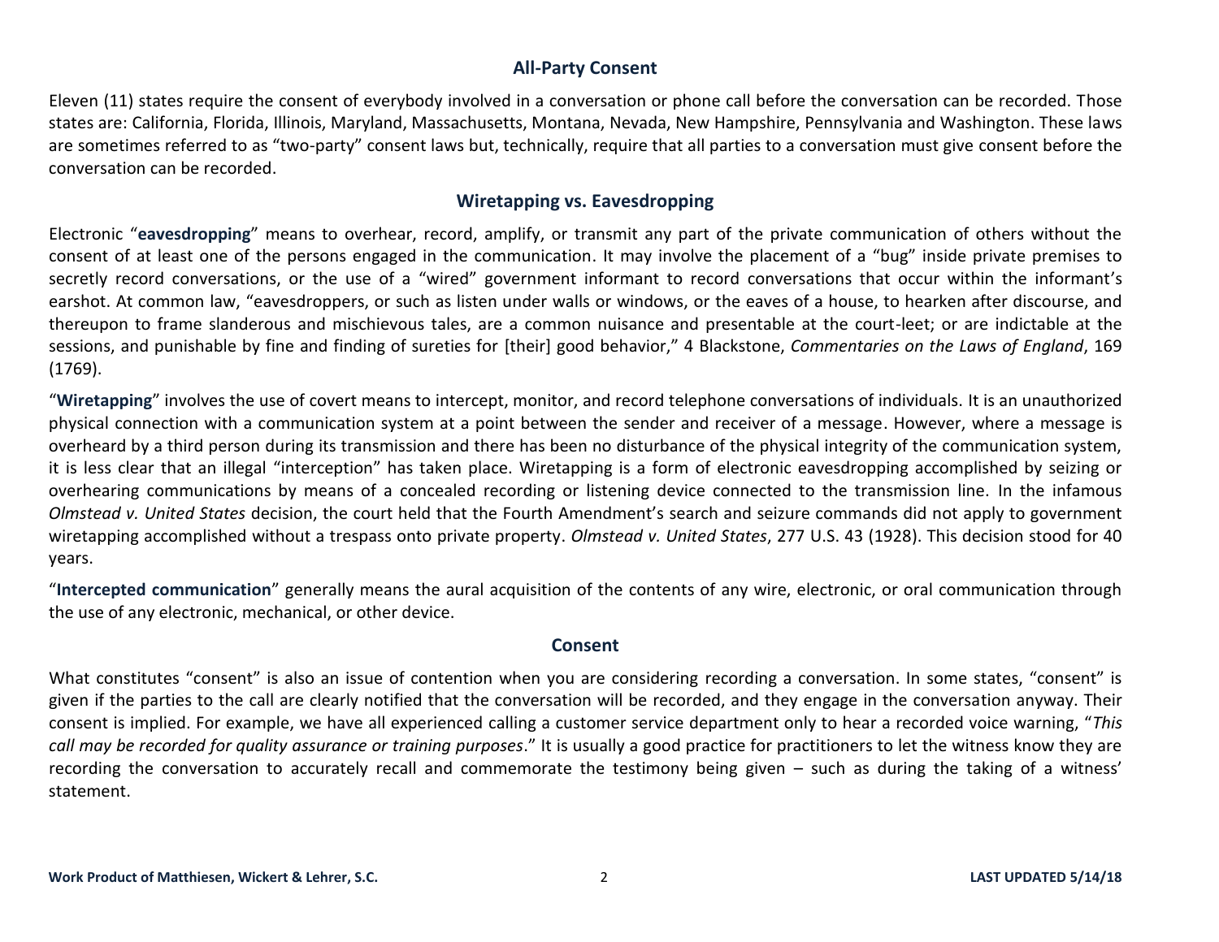## All-Party Consent

Eleven (11) states require the consent of everybody involved in a conversation or phone call before the conversation can be recorded. Those states are: California, Florida, Illinois, Maryland, Massachusetts, Montana, Nevada, New Hampshire, Pennsylvania and Washington. These laws are sometimes referred to as "two-party" consent laws but, technically, require that all parties to a conversation must give consent before the conversation can be recorded.

## Wiretapping vs. Eavesdropping

Electronic "**eavesdropping**" means to overhear, record, amplify, or transmit any part of the private communication of others without the consent of at least one of the persons engaged in the communication. It may involve the placement of a "bug" inside private premises to secretly record conversations, or the use of a "wired" government informant to record conversations that occur within the informant's earshot. At common law, "eavesdroppers, or such as listen under walls or windows, or the eaves of a house, to hearken after discourse, and thereupon to frame slanderous and mischievous tales, are a common nuisance and presentable at the court-leet; or are indictable at the sessions, and punishable by fine and finding of sureties for [their] good behavior," 4 Blackstone, *Commentaries on the Laws of England*, 169 (1769).

"**Wiretapping**" involves the use of covert means to intercept, monitor, and record telephone conversations of individuals. It is an unauthorized physical connection with a communication system at a point between the sender and receiver of a message. However, where a message is overheard by a third person during its transmission and there has been no disturbance of the physical integrity of the communication system, it is less clear that an illegal "interception" has taken place. Wiretapping is a form of electronic eavesdropping accomplished by seizing or overhearing communications by means of a concealed recording or listening device connected to the transmission line. In the infamous *Olmstead v. United States* decision, the court held that the Fourth Amendment's search and seizure commands did not apply to government wiretapping accomplished without a trespass onto private property. *Olmstead v. United States*, 277 U.S. 43 (1928). This decision stood for 40 years.

"**Intercepted communication**" generally means the aural acquisition of the contents of any wire, electronic, or oral communication through the use of any electronic, mechanical, or other device.

## Consent

What constitutes "consent" is also an issue of contention when you are considering recording a conversation. In some states, "consent" is given if the parties to the call are clearly notified that the conversation will be recorded, and they engage in the conversation anyway. Their consent is implied. For example, we have all experienced calling a customer service department only to hear a recorded voice warning, "*This call may be recorded for quality assurance or training purposes*." It is usually a good practice for practitioners to let the witness know they are recording the conversation to accurately recall and commemorate the testimony being given – such as during the taking of a witness' statement.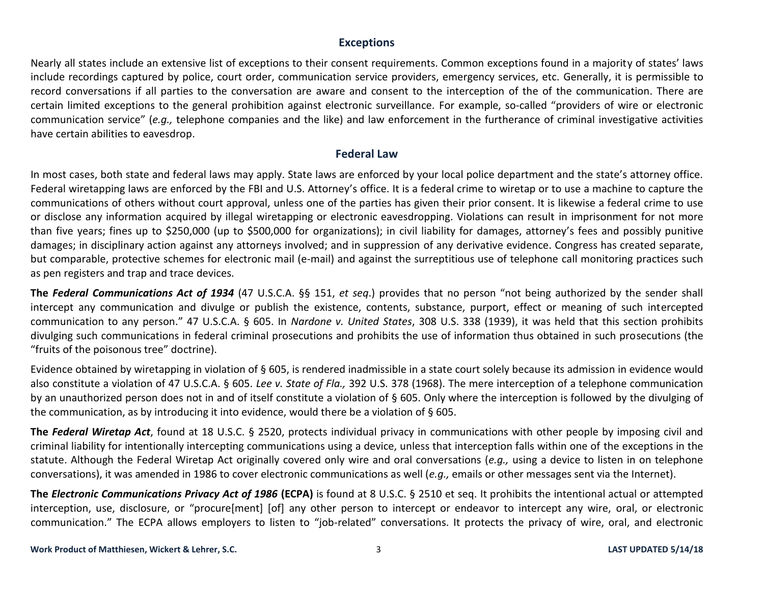## Exceptions

Nearly all states include an extensive list of exceptions to their consent requirements. Common exceptions found in a majority of states' laws include recordings captured by police, court order, communication service providers, emergency services, etc. Generally, it is permissible to record conversations if all parties to the conversation are aware and consent to the interception of the of the communication. There are certain limited exceptions to the general prohibition against electronic surveillance. For example, so-called "providers of wire or electronic communication service" (*e.g.,* telephone companies and the like) and law enforcement in the furtherance of criminal investigative activities have certain abilities to eavesdrop.

## Federal Law

In most cases, both state and federal laws may apply. State laws are enforced by your local police department and the state's attorney office. Federal wiretapping laws are enforced by the FBI and U.S. Attorney's office. It is a federal crime to wiretap or to use a machine to capture the communications of others without court approval, unless one of the parties has given their prior consent. It is likewise a federal crime to use or disclose any information acquired by illegal wiretapping or electronic eavesdropping. Violations can result in imprisonment for not more than five years; fines up to $250,000 (up to $500,000 for organizations); in civil liability for damages, attorney's fees and possibly punitive damages; in disciplinary action against any attorneys involved; and in suppression of any derivative evidence. Congress has created separate, but comparable, protective schemes for electronic mail (e-mail) and against the surreptitious use of telephone call monitoring practices such as pen registers and trap and trace devices.

**The *Federal Communications Act of 1934*** (47 U.S.C.A. §§ 151, *et seq*.) provides that no person "not being authorized by the sender shall intercept any communication and divulge or publish the existence, contents, substance, purport, effect or meaning of such intercepted communication to any person." 47 U.S.C.A. § 605. In *Nardone v. United States*, 308 U.S. 338 (1939), it was held that this section prohibits divulging such communications in federal criminal prosecutions and prohibits the use of information thus obtained in such prosecutions (the "fruits of the poisonous tree" doctrine).

Evidence obtained by wiretapping in violation of § 605, is rendered inadmissible in a state court solely because its admission in evidence would also constitute a violation of 47 U.S.C.A. § 605. *Lee v. State of Fla.,* 392 U.S. 378 (1968). The mere interception of a telephone communication by an unauthorized person does not in and of itself constitute a violation of § 605. Only where the interception is followed by the divulging of the communication, as by introducing it into evidence, would there be a violation of § 605.

**The *Federal Wiretap Act***, found at 18 U.S.C. § 2520, protects individual privacy in communications with other people by imposing civil and criminal liability for intentionally intercepting communications using a device, unless that interception falls within one of the exceptions in the statute. Although the Federal Wiretap Act originally covered only wire and oral conversations (*e.g.,* using a device to listen in on telephone conversations), it was amended in 1986 to cover electronic communications as well (*e.g.,* emails or other messages sent via the Internet).

**The *Electronic Communications Privacy Act of 1986* (ECPA)** is found at 8 U.S.C. § 2510 et seq. It prohibits the intentional actual or attempted interception, use, disclosure, or "procure[ment] [of] any other person to intercept or endeavor to intercept any wire, oral, or electronic communication." The ECPA allows employers to listen to "job-related" conversations. It protects the privacy of wire, oral, and electronic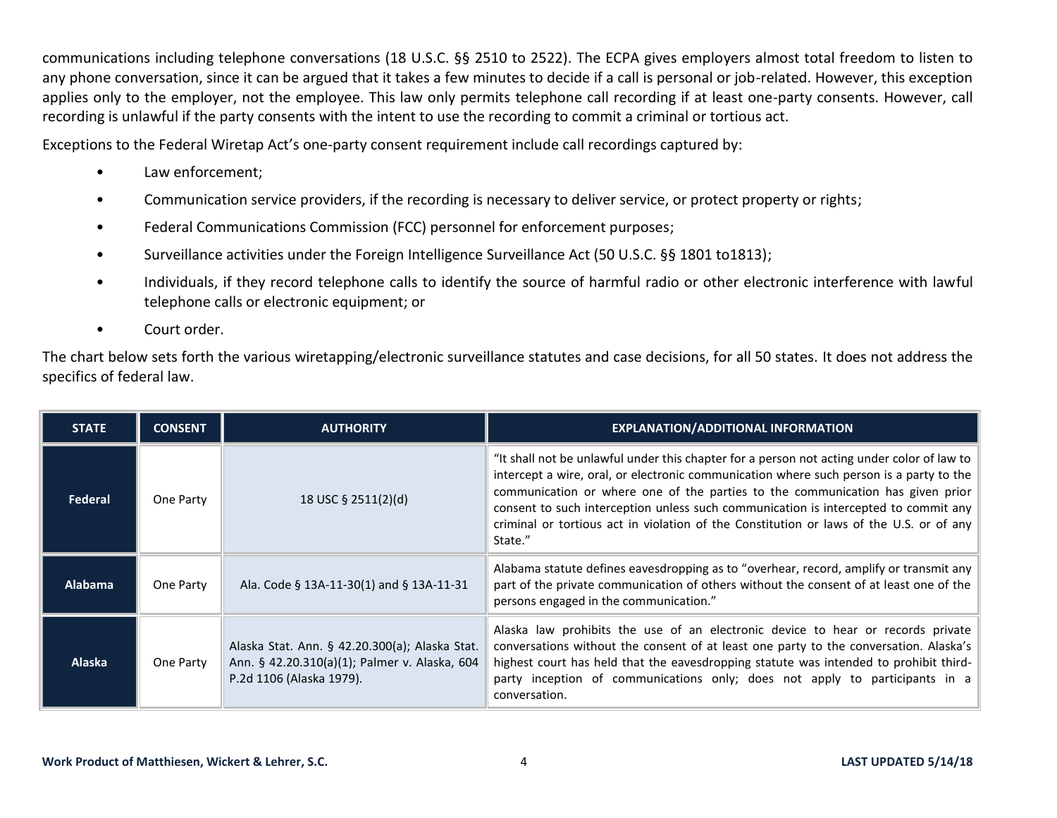communications including telephone conversations (18 U.S.C. §§ 2510 to 2522). The ECPA gives employers almost total freedom to listen to any phone conversation, since it can be argued that it takes a few minutes to decide if a call is personal or job-related. However, this exception applies only to the employer, not the employee. This law only permits telephone call recording if at least one-party consents. However, call recording is unlawful if the party consents with the intent to use the recording to commit a criminal or tortious act.

Exceptions to the Federal Wiretap Act's one-party consent requirement include call recordings captured by:

- Law enforcement;
- Communication service providers, if the recording is necessary to deliver service, or protect property or rights;
- Federal Communications Commission (FCC) personnel for enforcement purposes;
- Surveillance activities under the Foreign Intelligence Surveillance Act (50 U.S.C. §§ 1801 to1813);
- Individuals, if they record telephone calls to identify the source of harmful radio or other electronic interference with lawful telephone calls or electronic equipment; or
- Court order.

The chart below sets forth the various wiretapping/electronic surveillance statutes and case decisions, for all 50 states. It does not address the specifics of federal law.

| STATE | CONSENT | AUTHORITY | EXPLANATION/ADDITIONAL INFORMATION |
|---|---|---|---|
| **Federal** | One Party | 18 USC § 2511(2)(d) | "It shall not be unlawful under this chapter for a person not acting under color of law to intercept a wire, oral, or electronic communication where such person is a party to the communication or where one of the parties to the communication has given prior consent to such interception unless such communication is intercepted to commit any criminal or tortious act in violation of the Constitution or laws of the U.S. or of any State." |
| **Alabama** | One Party | Ala. Code § 13A-11-30(1) and § 13A-11-31 | Alabama statute defines eavesdropping as to "overhear, record, amplify or transmit any part of the private communication of others without the consent of at least one of the persons engaged in the communication." |
| **Alaska** | One Party | Alaska Stat. Ann. § 42.20.300(a); Alaska Stat. Ann. § 42.20.310(a)(1); Palmer v. Alaska, 604 P.2d 1106 (Alaska 1979). | Alaska law prohibits the use of an electronic device to hear or records private conversations without the consent of at least one party to the conversation. Alaska's highest court has held that the eavesdropping statute was intended to prohibit third-party inception of communications only; does not apply to participants in a conversation. |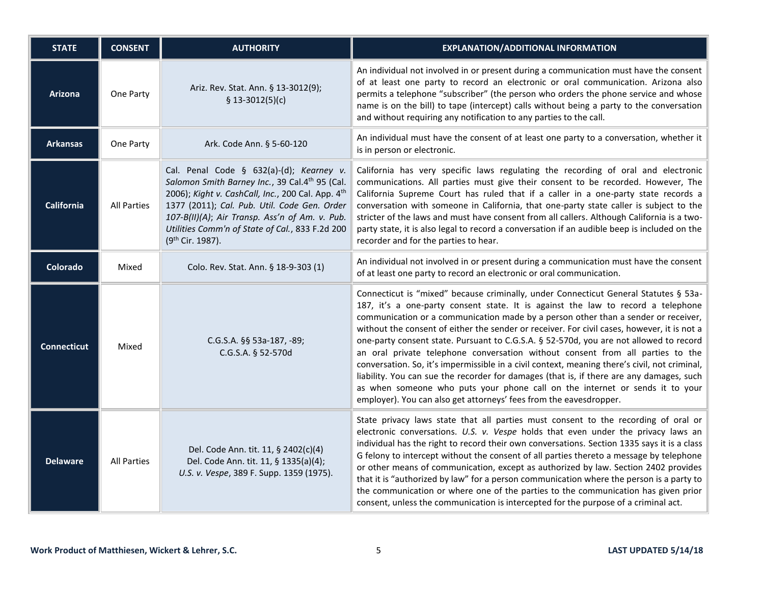| STATE | CONSENT | AUTHORITY | EXPLANATION/ADDITIONAL INFORMATION |
|---|---|---|---|
| **Arizona** | One Party | Ariz. Rev. Stat. Ann. § 13-3012(9); § 13-3012(5)(c) | An individual not involved in or present during a communication must have the consent of at least one party to record an electronic or oral communication. Arizona also permits a telephone "subscriber" (the person who orders the phone service and whose name is on the bill) to tape (intercept) calls without being a party to the conversation and without requiring any notification to any parties to the call. |
| **Arkansas** | One Party | Ark. Code Ann. § 5-60-120 | An individual must have the consent of at least one party to a conversation, whether it is in person or electronic. |
| **California** | All Parties | Cal. Penal Code § 632(a)-(d); *Kearney v. Salomon Smith Barney Inc.*, 39 Cal.4th 95 (Cal. 2006); *Kight v. CashCall, Inc.*, 200 Cal. App. 4th 1377 (2011); *Cal. Pub. Util. Code Gen. Order 107-B(II)(A)*; *Air Transp. Ass'n of Am. v. Pub. Utilities Comm'n of State of Cal.*, 833 F.2d 200 (9th Cir. 1987). | California has very specific laws regulating the recording of oral and electronic communications. All parties must give their consent to be recorded. However, The California Supreme Court has ruled that if a caller in a one-party state records a conversation with someone in California, that one-party state caller is subject to the stricter of the laws and must have consent from all callers. Although California is a two-party state, it is also legal to record a conversation if an audible beep is included on the recorder and for the parties to hear. |
| **Colorado** | Mixed | Colo. Rev. Stat. Ann. § 18-9-303 (1) | An individual not involved in or present during a communication must have the consent of at least one party to record an electronic or oral communication. |
| **Connecticut** | Mixed | C.G.S.A. §§ 53a-187, -89; C.G.S.A. § 52-570d | Connecticut is "mixed" because criminally, under Connecticut General Statutes § 53a-187, it's a one-party consent state. It is against the law to record a telephone communication or a communication made by a person other than a sender or receiver, without the consent of either the sender or receiver. For civil cases, however, it is not a one-party consent state. Pursuant to C.G.S.A. § 52-570d, you are not allowed to record an oral private telephone conversation without consent from all parties to the conversation. So, it's impermissible in a civil context, meaning there's civil, not criminal, liability. You can sue the recorder for damages (that is, if there are any damages, such as when someone who puts your phone call on the internet or sends it to your employer). You can also get attorneys' fees from the eavesdropper. |
| **Delaware** | All Parties | Del. Code Ann. tit. 11, § 2402(c)(4) Del. Code Ann. tit. 11, § 1335(a)(4); *U.S. v. Vespe*, 389 F. Supp. 1359 (1975). | State privacy laws state that all parties must consent to the recording of oral or electronic conversations. *U.S. v. Vespe* holds that even under the privacy laws an individual has the right to record their own conversations. Section 1335 says it is a class G felony to intercept without the consent of all parties thereto a message by telephone or other means of communication, except as authorized by law. Section 2402 provides that it is "authorized by law" for a person communication where the person is a party to the communication or where one of the parties to the communication has given prior consent, unless the communication is intercepted for the purpose of a criminal act. |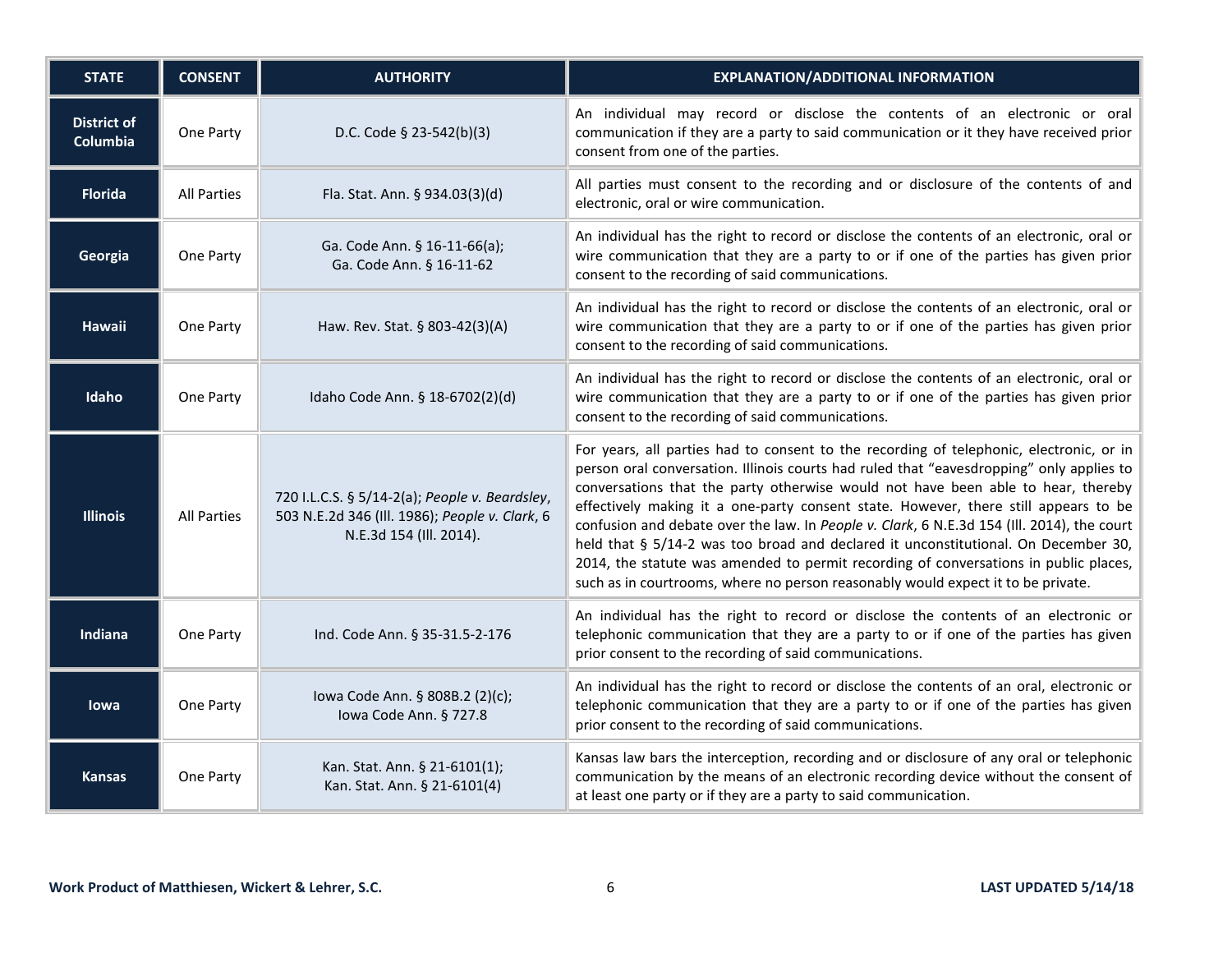| STATE | CONSENT | AUTHORITY | EXPLANATION/ADDITIONAL INFORMATION |
|---|---|---|---|
| **District of Columbia** | One Party | D.C. Code § 23-542(b)(3) | An individual may record or disclose the contents of an electronic or oral communication if they are a party to said communication or it they have received prior consent from one of the parties. |
| **Florida** | All Parties | Fla. Stat. Ann. § 934.03(3)(d) | All parties must consent to the recording and or disclosure of the contents of and electronic, oral or wire communication. |
| **Georgia** | One Party | Ga. Code Ann. § 16-11-66(a); Ga. Code Ann. § 16-11-62 | An individual has the right to record or disclose the contents of an electronic, oral or wire communication that they are a party to or if one of the parties has given prior consent to the recording of said communications. |
| **Hawaii** | One Party | Haw. Rev. Stat. § 803-42(3)(A) | An individual has the right to record or disclose the contents of an electronic, oral or wire communication that they are a party to or if one of the parties has given prior consent to the recording of said communications. |
| **Idaho** | One Party | Idaho Code Ann. § 18-6702(2)(d) | An individual has the right to record or disclose the contents of an electronic, oral or wire communication that they are a party to or if one of the parties has given prior consent to the recording of said communications. |
| **Illinois** | All Parties | 720 I.L.C.S. § 5/14-2(a); *People v. Beardsley*, 503 N.E.2d 346 (Ill. 1986); *People v. Clark*, 6 N.E.3d 154 (Ill. 2014). | For years, all parties had to consent to the recording of telephonic, electronic, or in person oral conversation. Illinois courts had ruled that "eavesdropping" only applies to conversations that the party otherwise would not have been able to hear, thereby effectively making it a one-party consent state. However, there still appears to be confusion and debate over the law. In *People v. Clark*, 6 N.E.3d 154 (Ill. 2014), the court held that § 5/14-2 was too broad and declared it unconstitutional. On December 30, 2014, the statute was amended to permit recording of conversations in public places, such as in courtrooms, where no person reasonably would expect it to be private. |
| **Indiana** | One Party | Ind. Code Ann. § 35-31.5-2-176 | An individual has the right to record or disclose the contents of an electronic or telephonic communication that they are a party to or if one of the parties has given prior consent to the recording of said communications. |
| **Iowa** | One Party | Iowa Code Ann. § 808B.2 (2)(c); Iowa Code Ann. § 727.8 | An individual has the right to record or disclose the contents of an oral, electronic or telephonic communication that they are a party to or if one of the parties has given prior consent to the recording of said communications. |
| **Kansas** | One Party | Kan. Stat. Ann. § 21-6101(1); Kan. Stat. Ann. § 21-6101(4) | Kansas law bars the interception, recording and or disclosure of any oral or telephonic communication by the means of an electronic recording device without the consent of at least one party or if they are a party to said communication. |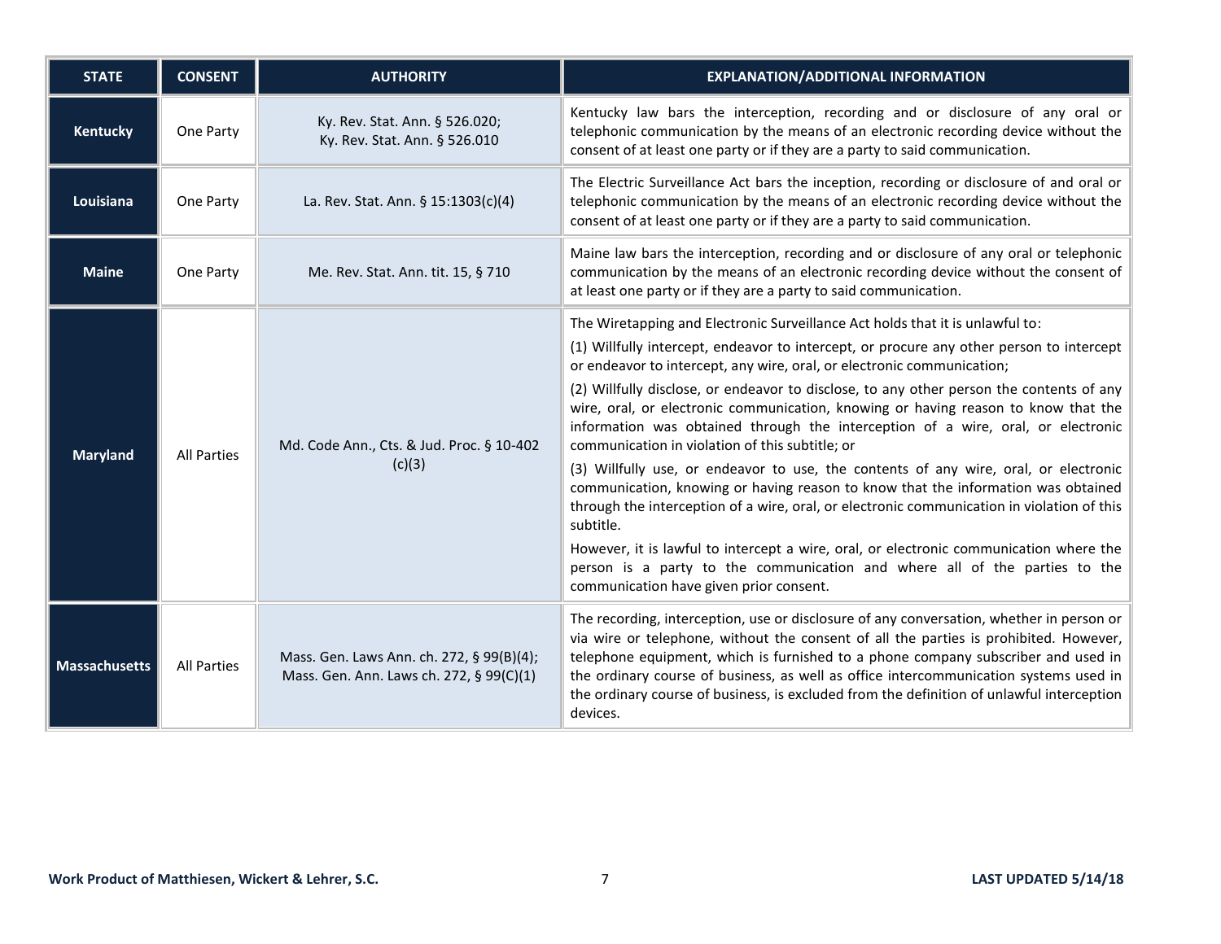| STATE | CONSENT | AUTHORITY | EXPLANATION/ADDITIONAL INFORMATION |
|---|---|---|---|
| **Kentucky** | One Party | Ky. Rev. Stat. Ann. § 526.020; Ky. Rev. Stat. Ann. § 526.010 | Kentucky law bars the interception, recording and or disclosure of any oral or telephonic communication by the means of an electronic recording device without the consent of at least one party or if they are a party to said communication. |
| **Louisiana** | One Party | La. Rev. Stat. Ann. § 15:1303(c)(4) | The Electric Surveillance Act bars the inception, recording or disclosure of and oral or telephonic communication by the means of an electronic recording device without the consent of at least one party or if they are a party to said communication. |
| **Maine** | One Party | Me. Rev. Stat. Ann. tit. 15, § 710 | Maine law bars the interception, recording and or disclosure of any oral or telephonic communication by the means of an electronic recording device without the consent of at least one party or if they are a party to said communication. |
| **Maryland** | All Parties | Md. Code Ann., Cts. & Jud. Proc. § 10-402 (c)(3) | The Wiretapping and Electronic Surveillance Act holds that it is unlawful to: (1) Willfully intercept, endeavor to intercept, or procure any other person to intercept or endeavor to intercept, any wire, oral, or electronic communication; (2) Willfully disclose, or endeavor to disclose, to any other person the contents of any wire, oral, or electronic communication, knowing or having reason to know that the information was obtained through the interception of a wire, oral, or electronic communication in violation of this subtitle; or (3) Willfully use, or endeavor to use, the contents of any wire, oral, or electronic communication, knowing or having reason to know that the information was obtained through the interception of a wire, oral, or electronic communication in violation of this subtitle. However, it is lawful to intercept a wire, oral, or electronic communication where the person is a party to the communication and where all of the parties to the communication have given prior consent. |
| **Massachusetts** | All Parties | Mass. Gen. Laws Ann. ch. 272, § 99(B)(4); Mass. Gen. Ann. Laws ch. 272, § 99(C)(1) | The recording, interception, use or disclosure of any conversation, whether in person or via wire or telephone, without the consent of all the parties is prohibited. However, telephone equipment, which is furnished to a phone company subscriber and used in the ordinary course of business, as well as office intercommunication systems used in the ordinary course of business, is excluded from the definition of unlawful interception devices. |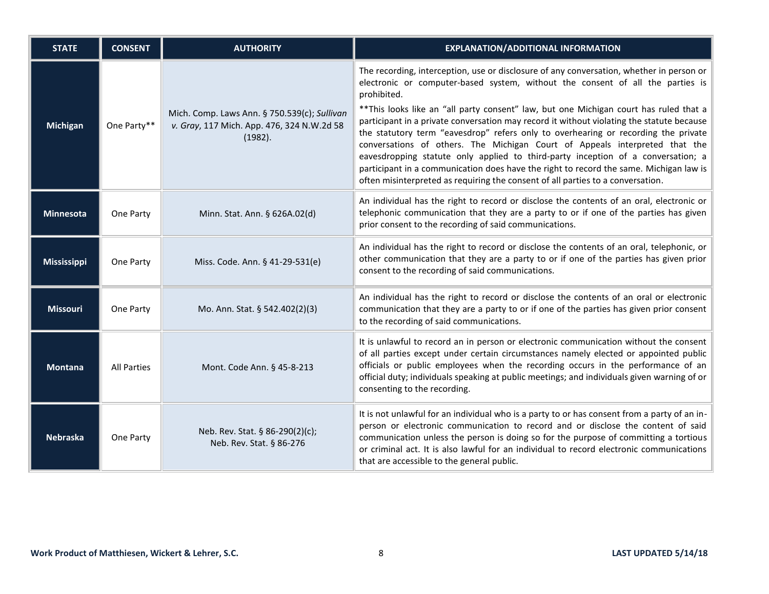| STATE | CONSENT | AUTHORITY | EXPLANATION/ADDITIONAL INFORMATION |
|---|---|---|---|
| **Michigan** | One Party** | Mich. Comp. Laws Ann. § 750.539(c); *Sullivan v. Gray*, 117 Mich. App. 476, 324 N.W.2d 58 (1982). | The recording, interception, use or disclosure of any conversation, whether in person or electronic or computer-based system, without the consent of all the parties is prohibited.<br><br>**This looks like an "all party consent" law, but one Michigan court has ruled that a participant in a private conversation may record it without violating the statute because the statutory term "eavesdrop" refers only to overhearing or recording the private conversations of others. The Michigan Court of Appeals interpreted that the eavesdropping statute only applied to third-party inception of a conversation; a participant in a communication does have the right to record the same. Michigan law is often misinterpreted as requiring the consent of all parties to a conversation. |
| **Minnesota** | One Party | Minn. Stat. Ann. § 626A.02(d) | An individual has the right to record or disclose the contents of an oral, electronic or telephonic communication that they are a party to or if one of the parties has given prior consent to the recording of said communications. |
| **Mississippi** | One Party | Miss. Code. Ann. § 41-29-531(e) | An individual has the right to record or disclose the contents of an oral, telephonic, or other communication that they are a party to or if one of the parties has given prior consent to the recording of said communications. |
| **Missouri** | One Party | Mo. Ann. Stat. § 542.402(2)(3) | An individual has the right to record or disclose the contents of an oral or electronic communication that they are a party to or if one of the parties has given prior consent to the recording of said communications. |
| **Montana** | All Parties | Mont. Code Ann. § 45-8-213 | It is unlawful to record an in person or electronic communication without the consent of all parties except under certain circumstances namely elected or appointed public officials or public employees when the recording occurs in the performance of an official duty; individuals speaking at public meetings; and individuals given warning of or consenting to the recording. |
| **Nebraska** | One Party | Neb. Rev. Stat. § 86-290(2)(c);<br>Neb. Rev. Stat. § 86-276 | It is not unlawful for an individual who is a party to or has consent from a party of an in-person or electronic communication to record and or disclose the content of said communication unless the person is doing so for the purpose of committing a tortious or criminal act. It is also lawful for an individual to record electronic communications that are accessible to the general public. |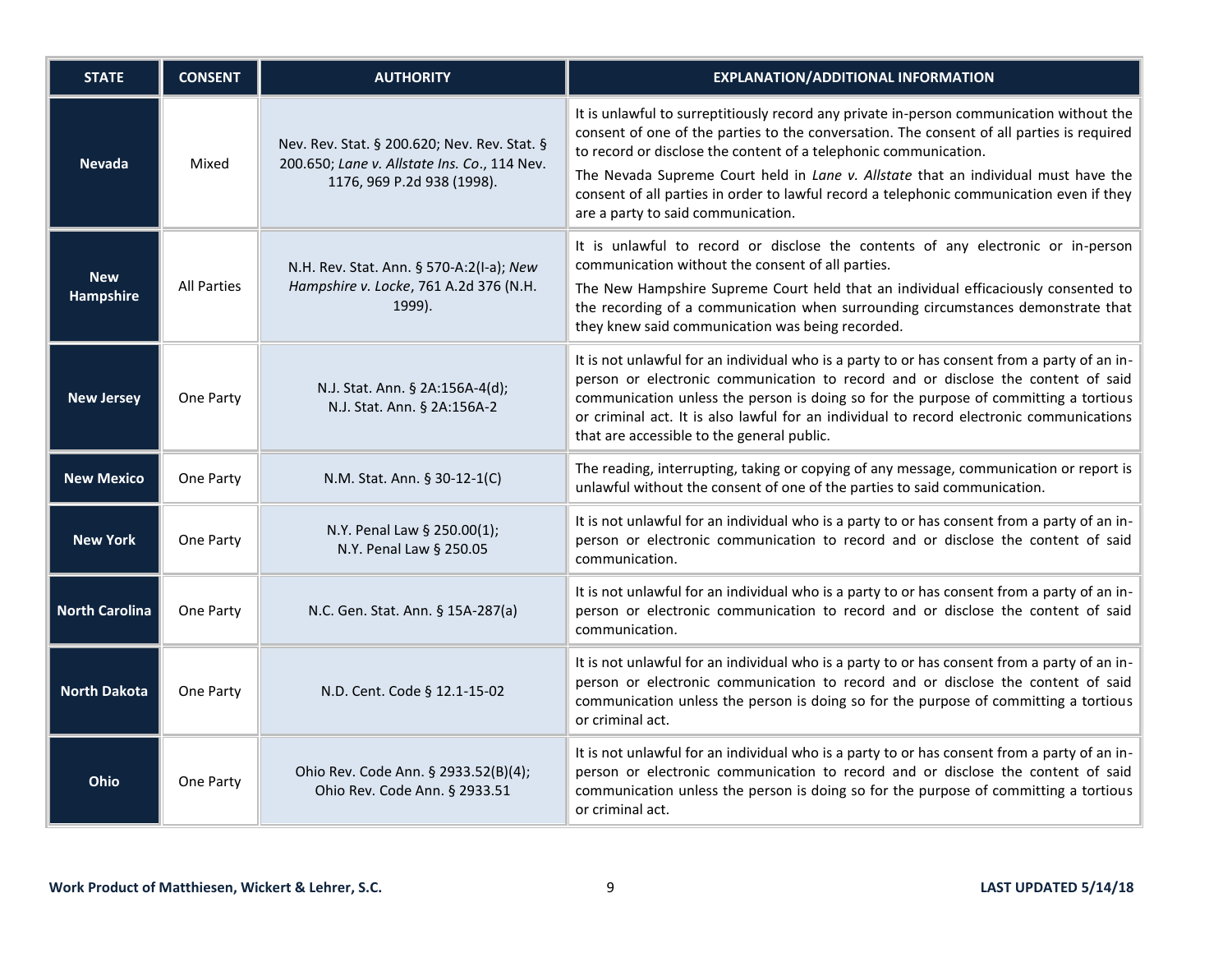| STATE | CONSENT | AUTHORITY | EXPLANATION/ADDITIONAL INFORMATION |
|---|---|---|---|
| **Nevada** | Mixed | Nev. Rev. Stat. § 200.620; Nev. Rev. Stat. § 200.650; *Lane v. Allstate Ins. Co*., 114 Nev. 1176, 969 P.2d 938 (1998). | It is unlawful to surreptitiously record any private in-person communication without the consent of one of the parties to the conversation. The consent of all parties is required to record or disclose the content of a telephonic communication.<br>The Nevada Supreme Court held in *Lane v. Allstate* that an individual must have the consent of all parties in order to lawful record a telephonic communication even if they are a party to said communication. |
| **New Hampshire** | All Parties | N.H. Rev. Stat. Ann. § 570-A:2(I-a); *New Hampshire v. Locke*, 761 A.2d 376 (N.H. 1999). | It is unlawful to record or disclose the contents of any electronic or in-person communication without the consent of all parties.<br>The New Hampshire Supreme Court held that an individual efficaciously consented to the recording of a communication when surrounding circumstances demonstrate that they knew said communication was being recorded. |
| **New Jersey** | One Party | N.J. Stat. Ann. § 2A:156A-4(d); N.J. Stat. Ann. § 2A:156A-2 | It is not unlawful for an individual who is a party to or has consent from a party of an in-person or electronic communication to record and or disclose the content of said communication unless the person is doing so for the purpose of committing a tortious or criminal act. It is also lawful for an individual to record electronic communications that are accessible to the general public. |
| **New Mexico** | One Party | N.M. Stat. Ann. § 30-12-1(C) | The reading, interrupting, taking or copying of any message, communication or report is unlawful without the consent of one of the parties to said communication. |
| **New York** | One Party | N.Y. Penal Law § 250.00(1); N.Y. Penal Law § 250.05 | It is not unlawful for an individual who is a party to or has consent from a party of an in-person or electronic communication to record and or disclose the content of said communication. |
| **North Carolina** | One Party | N.C. Gen. Stat. Ann. § 15A-287(a) | It is not unlawful for an individual who is a party to or has consent from a party of an in-person or electronic communication to record and or disclose the content of said communication. |
| **North Dakota** | One Party | N.D. Cent. Code § 12.1-15-02 | It is not unlawful for an individual who is a party to or has consent from a party of an in-person or electronic communication to record and or disclose the content of said communication unless the person is doing so for the purpose of committing a tortious or criminal act. |
| **Ohio** | One Party | Ohio Rev. Code Ann. § 2933.52(B)(4); Ohio Rev. Code Ann. § 2933.51 | It is not unlawful for an individual who is a party to or has consent from a party of an in-person or electronic communication to record and or disclose the content of said communication unless the person is doing so for the purpose of committing a tortious or criminal act. |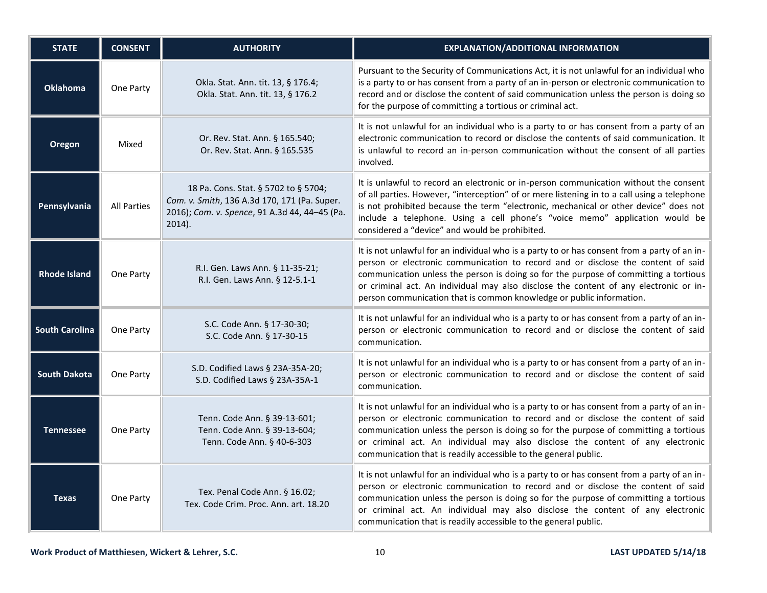| STATE | CONSENT | AUTHORITY | EXPLANATION/ADDITIONAL INFORMATION |
|---|---|---|---|
| **Oklahoma** | One Party | Okla. Stat. Ann. tit. 13, § 176.4; Okla. Stat. Ann. tit. 13, § 176.2 | Pursuant to the Security of Communications Act, it is not unlawful for an individual who is a party to or has consent from a party of an in-person or electronic communication to record and or disclose the content of said communication unless the person is doing so for the purpose of committing a tortious or criminal act. |
| **Oregon** | Mixed | Or. Rev. Stat. Ann. § 165.540; Or. Rev. Stat. Ann. § 165.535 | It is not unlawful for an individual who is a party to or has consent from a party of an electronic communication to record or disclose the contents of said communication. It is unlawful to record an in-person communication without the consent of all parties involved. |
| **Pennsylvania** | All Parties | 18 Pa. Cons. Stat. § 5702 to § 5704; *Com. v. Smith*, 136 A.3d 170, 171 (Pa. Super. 2016); *Com. v. Spence*, 91 A.3d 44, 44–45 (Pa. 2014). | It is unlawful to record an electronic or in-person communication without the consent of all parties. However, "interception" of or mere listening in to a call using a telephone is not prohibited because the term "electronic, mechanical or other device" does not include a telephone. Using a cell phone's "voice memo" application would be considered a "device" and would be prohibited. |
| **Rhode Island** | One Party | R.I. Gen. Laws Ann. § 11-35-21; R.I. Gen. Laws Ann. § 12-5.1-1 | It is not unlawful for an individual who is a party to or has consent from a party of an in-person or electronic communication to record and or disclose the content of said communication unless the person is doing so for the purpose of committing a tortious or criminal act. An individual may also disclose the content of any electronic or in-person communication that is common knowledge or public information. |
| **South Carolina** | One Party | S.C. Code Ann. § 17-30-30; S.C. Code Ann. § 17-30-15 | It is not unlawful for an individual who is a party to or has consent from a party of an in-person or electronic communication to record and or disclose the content of said communication. |
| **South Dakota** | One Party | S.D. Codified Laws § 23A-35A-20; S.D. Codified Laws § 23A-35A-1 | It is not unlawful for an individual who is a party to or has consent from a party of an in-person or electronic communication to record and or disclose the content of said communication. |
| **Tennessee** | One Party | Tenn. Code Ann. § 39-13-601; Tenn. Code Ann. § 39-13-604; Tenn. Code Ann. § 40-6-303 | It is not unlawful for an individual who is a party to or has consent from a party of an in-person or electronic communication to record and or disclose the content of said communication unless the person is doing so for the purpose of committing a tortious or criminal act. An individual may also disclose the content of any electronic communication that is readily accessible to the general public. |
| **Texas** | One Party | Tex. Penal Code Ann. § 16.02; Tex. Code Crim. Proc. Ann. art. 18.20 | It is not unlawful for an individual who is a party to or has consent from a party of an in-person or electronic communication to record and or disclose the content of said communication unless the person is doing so for the purpose of committing a tortious or criminal act. An individual may also disclose the content of any electronic communication that is readily accessible to the general public. |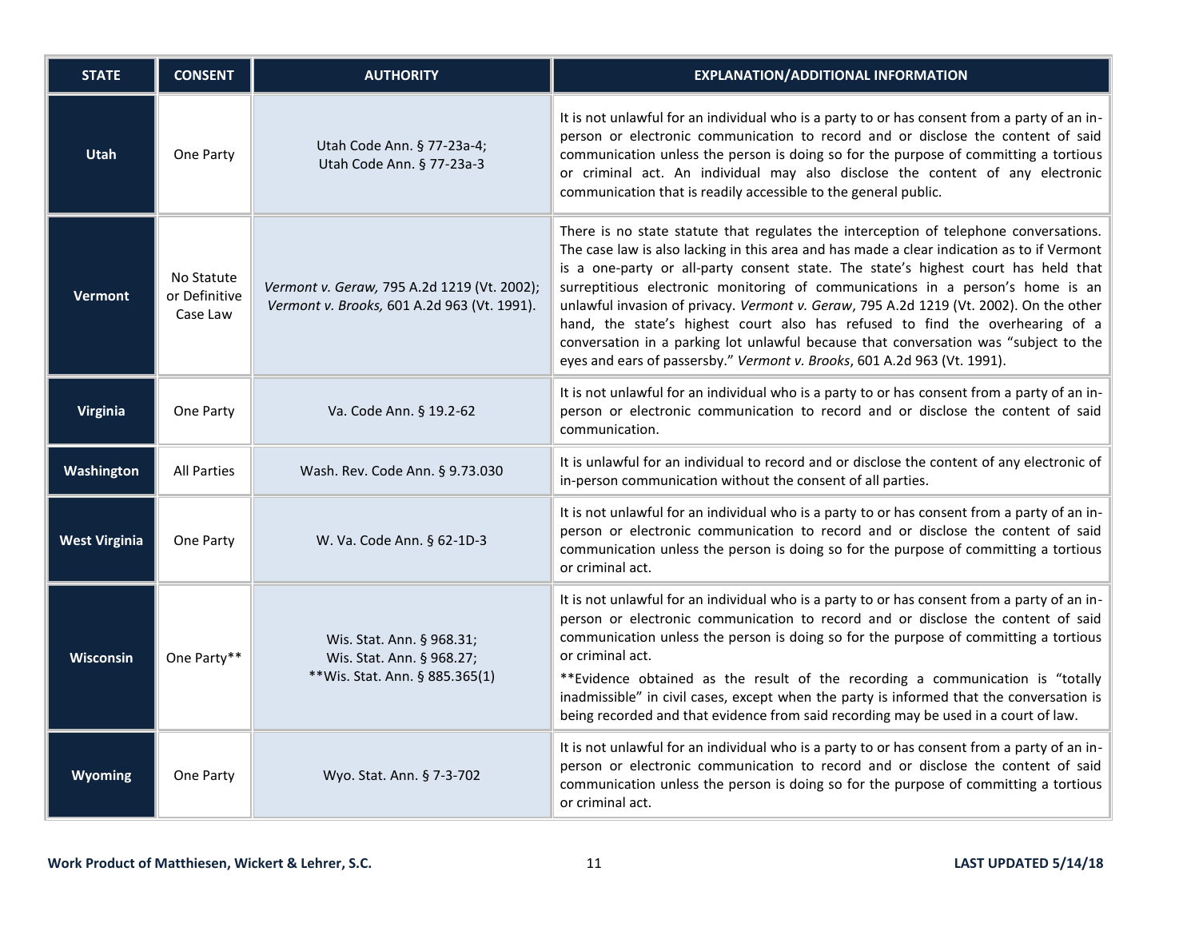| STATE | CONSENT | AUTHORITY | EXPLANATION/ADDITIONAL INFORMATION |
|---|---|---|---|
| **Utah** | One Party | Utah Code Ann. § 77-23a-4; Utah Code Ann. § 77-23a-3 | It is not unlawful for an individual who is a party to or has consent from a party of an in-person or electronic communication to record and or disclose the content of said communication unless the person is doing so for the purpose of committing a tortious or criminal act. An individual may also disclose the content of any electronic communication that is readily accessible to the general public. |
| **Vermont** | No Statute or Definitive Case Law | *Vermont v. Geraw,* 795 A.2d 1219 (Vt. 2002); *Vermont v. Brooks,* 601 A.2d 963 (Vt. 1991). | There is no state statute that regulates the interception of telephone conversations. The case law is also lacking in this area and has made a clear indication as to if Vermont is a one-party or all-party consent state. The state's highest court has held that surreptitious electronic monitoring of communications in a person's home is an unlawful invasion of privacy. *Vermont v. Geraw*, 795 A.2d 1219 (Vt. 2002). On the other hand, the state's highest court also has refused to find the overhearing of a conversation in a parking lot unlawful because that conversation was "subject to the eyes and ears of passersby." *Vermont v. Brooks*, 601 A.2d 963 (Vt. 1991). |
| **Virginia** | One Party | Va. Code Ann. § 19.2-62 | It is not unlawful for an individual who is a party to or has consent from a party of an in-person or electronic communication to record and or disclose the content of said communication. |
| **Washington** | All Parties | Wash. Rev. Code Ann. § 9.73.030 | It is unlawful for an individual to record and or disclose the content of any electronic of in-person communication without the consent of all parties. |
| **West Virginia** | One Party | W. Va. Code Ann. § 62-1D-3 | It is not unlawful for an individual who is a party to or has consent from a party of an in-person or electronic communication to record and or disclose the content of said communication unless the person is doing so for the purpose of committing a tortious or criminal act. |
| **Wisconsin** | One Party** | Wis. Stat. Ann. § 968.31; Wis. Stat. Ann. § 968.27; **Wis. Stat. Ann. § 885.365(1) | It is not unlawful for an individual who is a party to or has consent from a party of an in-person or electronic communication to record and or disclose the content of said communication unless the person is doing so for the purpose of committing a tortious or criminal act. **Evidence obtained as the result of the recording a communication is "totally inadmissible" in civil cases, except when the party is informed that the conversation is being recorded and that evidence from said recording may be used in a court of law. |
| **Wyoming** | One Party | Wyo. Stat. Ann. § 7-3-702 | It is not unlawful for an individual who is a party to or has consent from a party of an in-person or electronic communication to record and or disclose the content of said communication unless the person is doing so for the purpose of committing a tortious or criminal act. |

**Work Product of Matthiesen, Wickert & Lehrer, S.C.** **LAST UPDATED 5/14/18**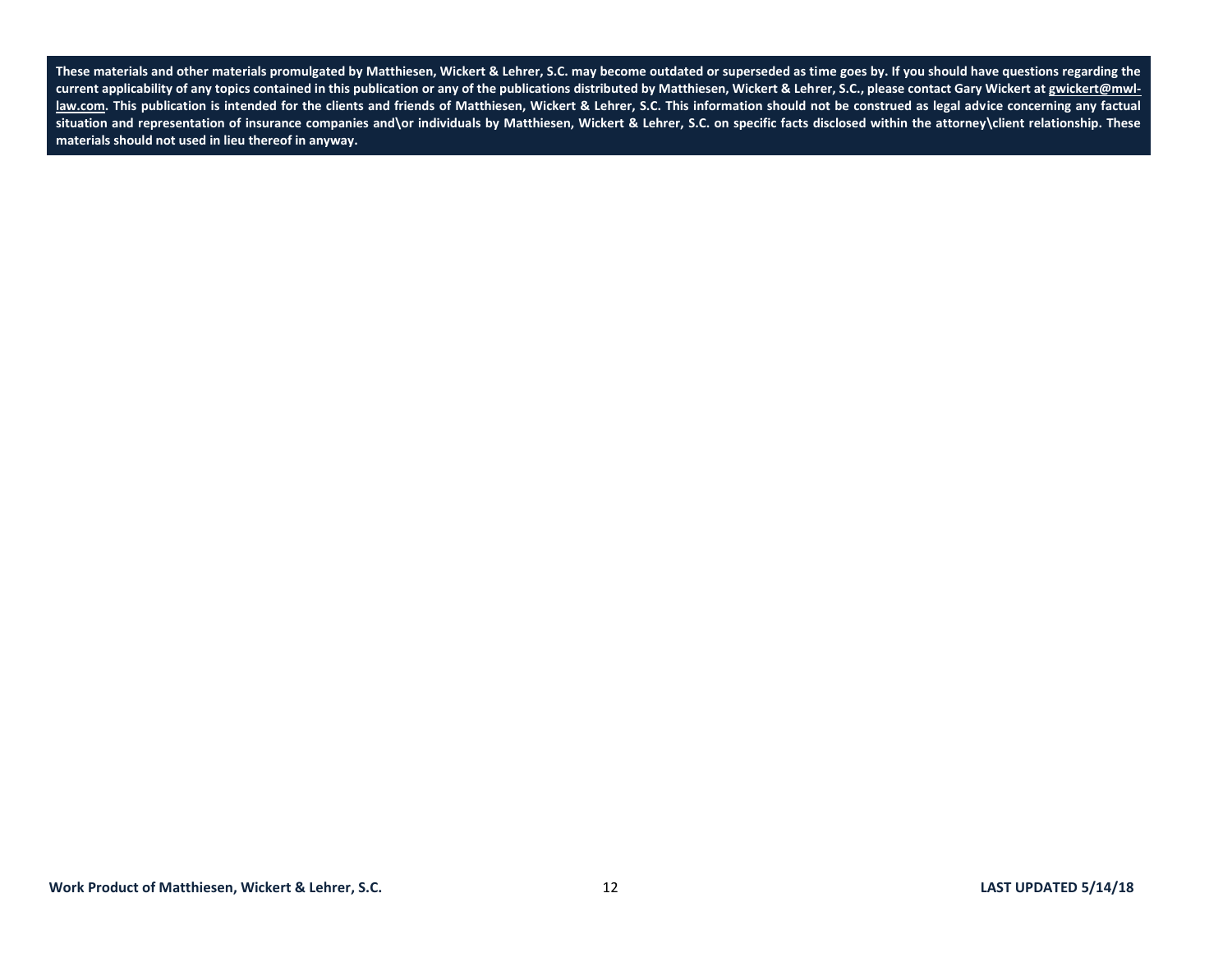**These materials and other materials promulgated by Matthiesen, Wickert & Lehrer, S.C. may become outdated or superseded as time goes by. If you should have questions regarding the current applicability of any topics contained in this publication or any of the publications distributed by Matthiesen, Wickert & Lehrer, S.C., please contact Gary Wickert at gwickert@mwl-law.com. This publication is intended for the clients and friends of Matthiesen, Wickert & Lehrer, S.C. This information should not be construed as legal advice concerning any factual situation and representation of insurance companies and\or individuals by Matthiesen, Wickert & Lehrer, S.C. on specific facts disclosed within the attorney\client relationship. These materials should not used in lieu thereof in anyway.**